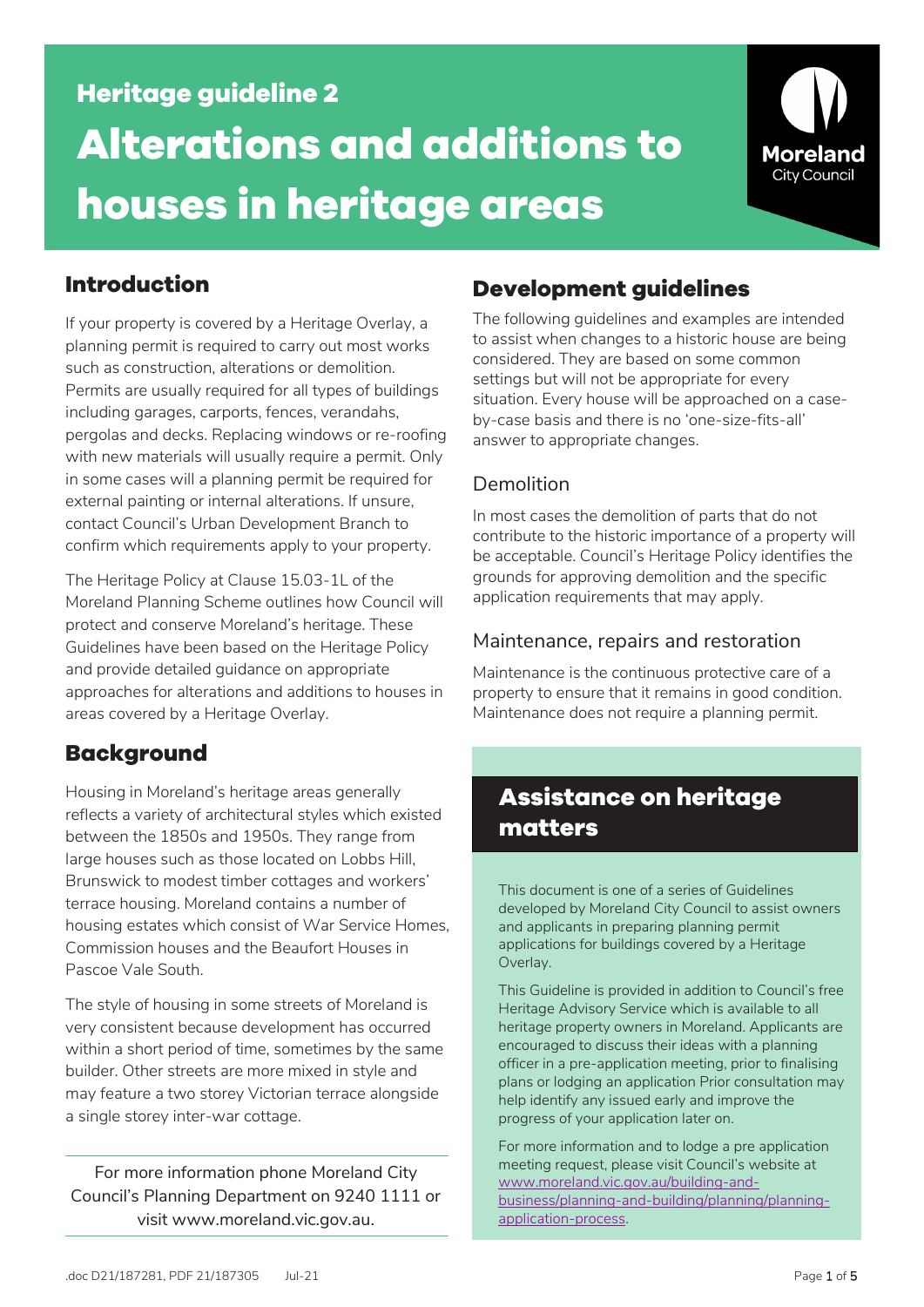# Heritage guideline 2

# Alterations and additions to houses in heritage areas

Moreland City Council

## Introduction

If your property is covered by a Heritage Overlay, a planning permit is required to carry out most works such as construction, alterations or demolition. Permits are usually required for all types of buildings including garages, carports, fences, verandahs, pergolas and decks. Replacing windows or re-roofing with new materials will usually require a permit. Only in some cases will a planning permit be required for external painting or internal alterations. If unsure, contact Council's Urban Development Branch to confirm which requirements apply to your property.

The Heritage Policy at Clause 15.03-1L of the Moreland Planning Scheme outlines how Council will protect and conserve Moreland's heritage. These Guidelines have been based on the Heritage Policy and provide detailed guidance on appropriate approaches for alterations and additions to houses in areas covered by a Heritage Overlay.

## Background

Housing in Moreland's heritage areas generally reflects a variety of architectural styles which existed between the 1850s and 1950s. They range from large houses such as those located on Lobbs Hill, Brunswick to modest timber cottages and workers' terrace housing. Moreland contains a number of housing estates which consist of War Service Homes, Commission houses and the Beaufort Houses in Pascoe Vale South.

The style of housing in some streets of Moreland is very consistent because development has occurred within a short period of time, sometimes by the same builder. Other streets are more mixed in style and may feature a two storey Victorian terrace alongside a single storey inter-war cottage.

For more information phone Moreland City Council's Planning Department on 9240 1111 or visit www.moreland.vic.gov.au.

## Development guidelines

The following guidelines and examples are intended to assist when changes to a historic house are being considered. They are based on some common settings but will not be appropriate for every situation. Every house will be approached on a case-by-case basis and there is no 'one-size-fits-all' answer to appropriate changes.

### Demolition

In most cases the demolition of parts that do not contribute to the historic importance of a property will be acceptable. Council's Heritage Policy identifies the grounds for approving demolition and the specific application requirements that may apply.

### Maintenance, repairs and restoration

Maintenance is the continuous protective care of a property to ensure that it remains in good condition. Maintenance does not require a planning permit.

## Assistance on heritage matters

This document is one of a series of Guidelines developed by Moreland City Council to assist owners and applicants in preparing planning permit applications for buildings covered by a Heritage Overlay.

This Guideline is provided in addition to Council's free Heritage Advisory Service which is available to all heritage property owners in Moreland. Applicants are encouraged to discuss their ideas with a planning officer in a pre-application meeting, prior to finalising plans or lodging an application Prior consultation may help identify any issued early and improve the progress of your application later on.

For more information and to lodge a pre application meeting request, please visit Council's website at [www.moreland.vic.gov.au/building-and-business/planning-and-building/planning/planning-application-process](www.moreland.vic.gov.au/building-and-business/planning-and-building/planning/planning-application-process).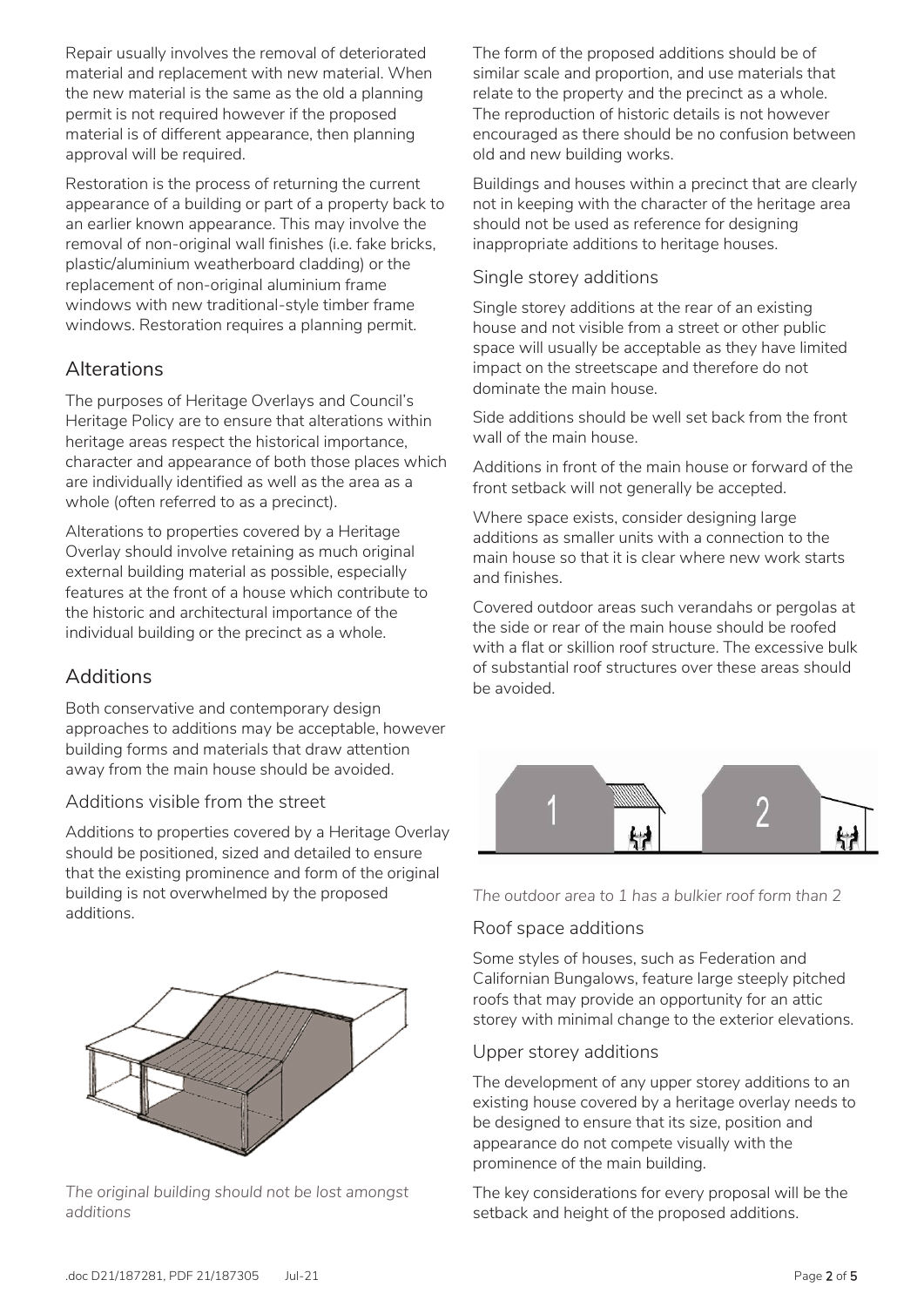Repair usually involves the removal of deteriorated material and replacement with new material. When the new material is the same as the old a planning permit is not required however if the proposed material is of different appearance, then planning approval will be required.

Restoration is the process of returning the current appearance of a building or part of a property back to an earlier known appearance. This may involve the removal of non-original wall finishes (i.e. fake bricks, plastic/aluminium weatherboard cladding) or the replacement of non-original aluminium frame windows with new traditional-style timber frame windows. Restoration requires a planning permit.

## Alterations

The purposes of Heritage Overlays and Council's Heritage Policy are to ensure that alterations within heritage areas respect the historical importance, character and appearance of both those places which are individually identified as well as the area as a whole (often referred to as a precinct).

Alterations to properties covered by a Heritage Overlay should involve retaining as much original external building material as possible, especially features at the front of a house which contribute to the historic and architectural importance of the individual building or the precinct as a whole.

## Additions

Both conservative and contemporary design approaches to additions may be acceptable, however building forms and materials that draw attention away from the main house should be avoided.

### Additions visible from the street

Additions to properties covered by a Heritage Overlay should be positioned, sized and detailed to ensure that the existing prominence and form of the original building is not overwhelmed by the proposed additions.

*The original building should not be lost amongst additions*

The form of the proposed additions should be of similar scale and proportion, and use materials that relate to the property and the precinct as a whole. The reproduction of historic details is not however encouraged as there should be no confusion between old and new building works.

Buildings and houses within a precinct that are clearly not in keeping with the character of the heritage area should not be used as reference for designing inappropriate additions to heritage houses.

### Single storey additions

Single storey additions at the rear of an existing house and not visible from a street or other public space will usually be acceptable as they have limited impact on the streetscape and therefore do not dominate the main house.

Side additions should be well set back from the front wall of the main house.

Additions in front of the main house or forward of the front setback will not generally be accepted.

Where space exists, consider designing large additions as smaller units with a connection to the main house so that it is clear where new work starts and finishes.

Covered outdoor areas such verandahs or pergolas at the side or rear of the main house should be roofed with a flat or skillion roof structure. The excessive bulk of substantial roof structures over these areas should be avoided.

*The outdoor area to 1 has a bulkier roof form than 2*

### Roof space additions

Some styles of houses, such as Federation and Californian Bungalows, feature large steeply pitched roofs that may provide an opportunity for an attic storey with minimal change to the exterior elevations.

### Upper storey additions

The development of any upper storey additions to an existing house covered by a heritage overlay needs to be designed to ensure that its size, position and appearance do not compete visually with the prominence of the main building.

The key considerations for every proposal will be the setback and height of the proposed additions.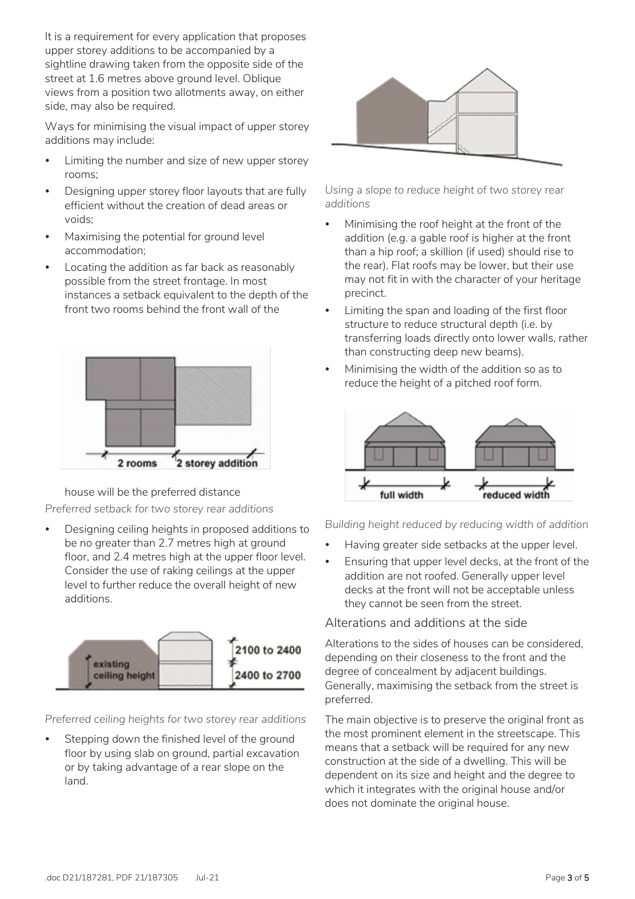It is a requirement for every application that proposes upper storey additions to be accompanied by a sightline drawing taken from the opposite side of the street at 1.6 metres above ground level. Oblique views from a position two allotments away, on either side, may also be required.

Ways for minimising the visual impact of upper storey additions may include:

- Limiting the number and size of new upper storey rooms;
- Designing upper storey floor layouts that are fully efficient without the creation of dead areas or voids;
- Maximising the potential for ground level accommodation;
- Locating the addition as far back as reasonably possible from the street frontage. In most instances a setback equivalent to the depth of the front two rooms behind the front wall of the house will be the preferred distance

*Preferred setback for two storey rear additions*

- Designing ceiling heights in proposed additions to be no greater than 2.7 metres high at ground floor, and 2.4 metres high at the upper floor level. Consider the use of raking ceilings at the upper level to further reduce the overall height of new additions.

*Preferred ceiling heights for two storey rear additions*

- Stepping down the finished level of the ground floor by using slab on ground, partial excavation or by taking advantage of a rear slope on the land.

*Using a slope to reduce height of two storey rear additions*

- Minimising the roof height at the front of the addition (e.g. a gable roof is higher at the front than a hip roof; a skillion (if used) should rise to the rear). Flat roofs may be lower, but their use may not fit in with the character of your heritage precinct.
- Limiting the span and loading of the first floor structure to reduce structural depth (i.e. by transferring loads directly onto lower walls, rather than constructing deep new beams).
- Minimising the width of the addition so as to reduce the height of a pitched roof form.

*Building height reduced by reducing width of addition*

- Having greater side setbacks at the upper level.
- Ensuring that upper level decks, at the front of the addition are not roofed. Generally upper level decks at the front will not be acceptable unless they cannot be seen from the street.

## Alterations and additions at the side

Alterations to the sides of houses can be considered, depending on their closeness to the front and the degree of concealment by adjacent buildings. Generally, maximising the setback from the street is preferred.

The main objective is to preserve the original front as the most prominent element in the streetscape. This means that a setback will be required for any new construction at the side of a dwelling. This will be dependent on its size and height and the degree to which it integrates with the original house and/or does not dominate the original house.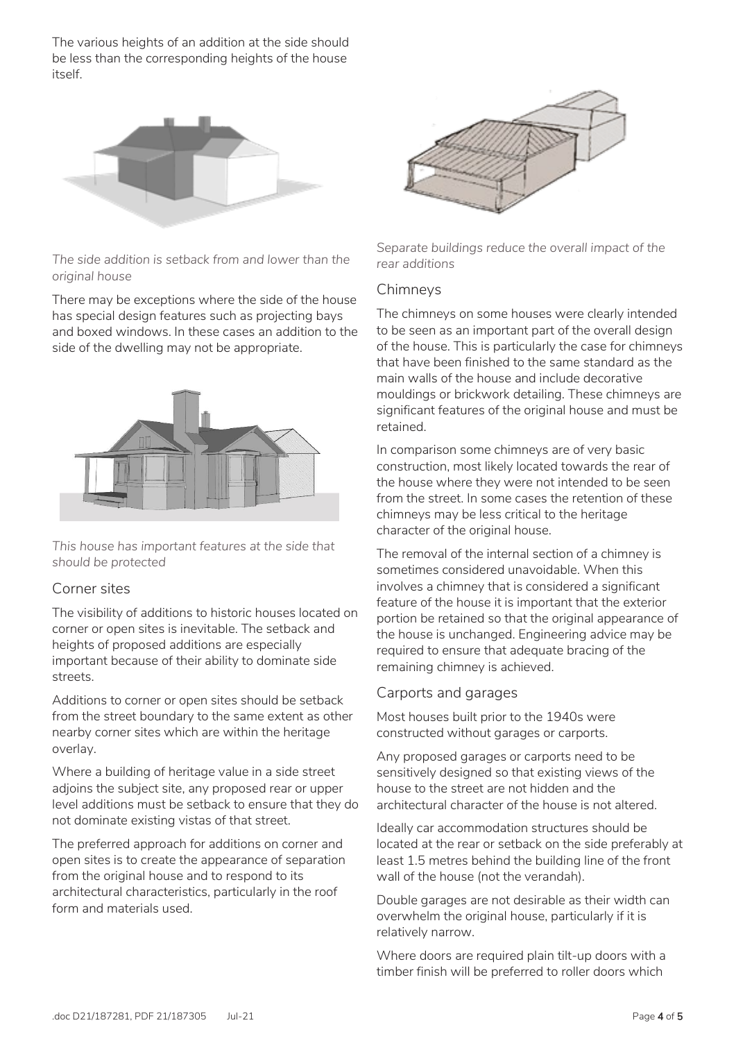The various heights of an addition at the side should be less than the corresponding heights of the house itself.

*The side addition is setback from and lower than the original house*

There may be exceptions where the side of the house has special design features such as projecting bays and boxed windows. In these cases an addition to the side of the dwelling may not be appropriate.

*This house has important features at the side that should be protected*

### Corner sites

The visibility of additions to historic houses located on corner or open sites is inevitable. The setback and heights of proposed additions are especially important because of their ability to dominate side streets.

Additions to corner or open sites should be setback from the street boundary to the same extent as other nearby corner sites which are within the heritage overlay.

Where a building of heritage value in a side street adjoins the subject site, any proposed rear or upper level additions must be setback to ensure that they do not dominate existing vistas of that street.

The preferred approach for additions on corner and open sites is to create the appearance of separation from the original house and to respond to its architectural characteristics, particularly in the roof form and materials used.

*Separate buildings reduce the overall impact of the rear additions*

### Chimneys

The chimneys on some houses were clearly intended to be seen as an important part of the overall design of the house. This is particularly the case for chimneys that have been finished to the same standard as the main walls of the house and include decorative mouldings or brickwork detailing. These chimneys are significant features of the original house and must be retained.

In comparison some chimneys are of very basic construction, most likely located towards the rear of the house where they were not intended to be seen from the street. In some cases the retention of these chimneys may be less critical to the heritage character of the original house.

The removal of the internal section of a chimney is sometimes considered unavoidable. When this involves a chimney that is considered a significant feature of the house it is important that the exterior portion be retained so that the original appearance of the house is unchanged. Engineering advice may be required to ensure that adequate bracing of the remaining chimney is achieved.

### Carports and garages

Most houses built prior to the 1940s were constructed without garages or carports.

Any proposed garages or carports need to be sensitively designed so that existing views of the house to the street are not hidden and the architectural character of the house is not altered.

Ideally car accommodation structures should be located at the rear or setback on the side preferably at least 1.5 metres behind the building line of the front wall of the house (not the verandah).

Double garages are not desirable as their width can overwhelm the original house, particularly if it is relatively narrow.

Where doors are required plain tilt-up doors with a timber finish will be preferred to roller doors which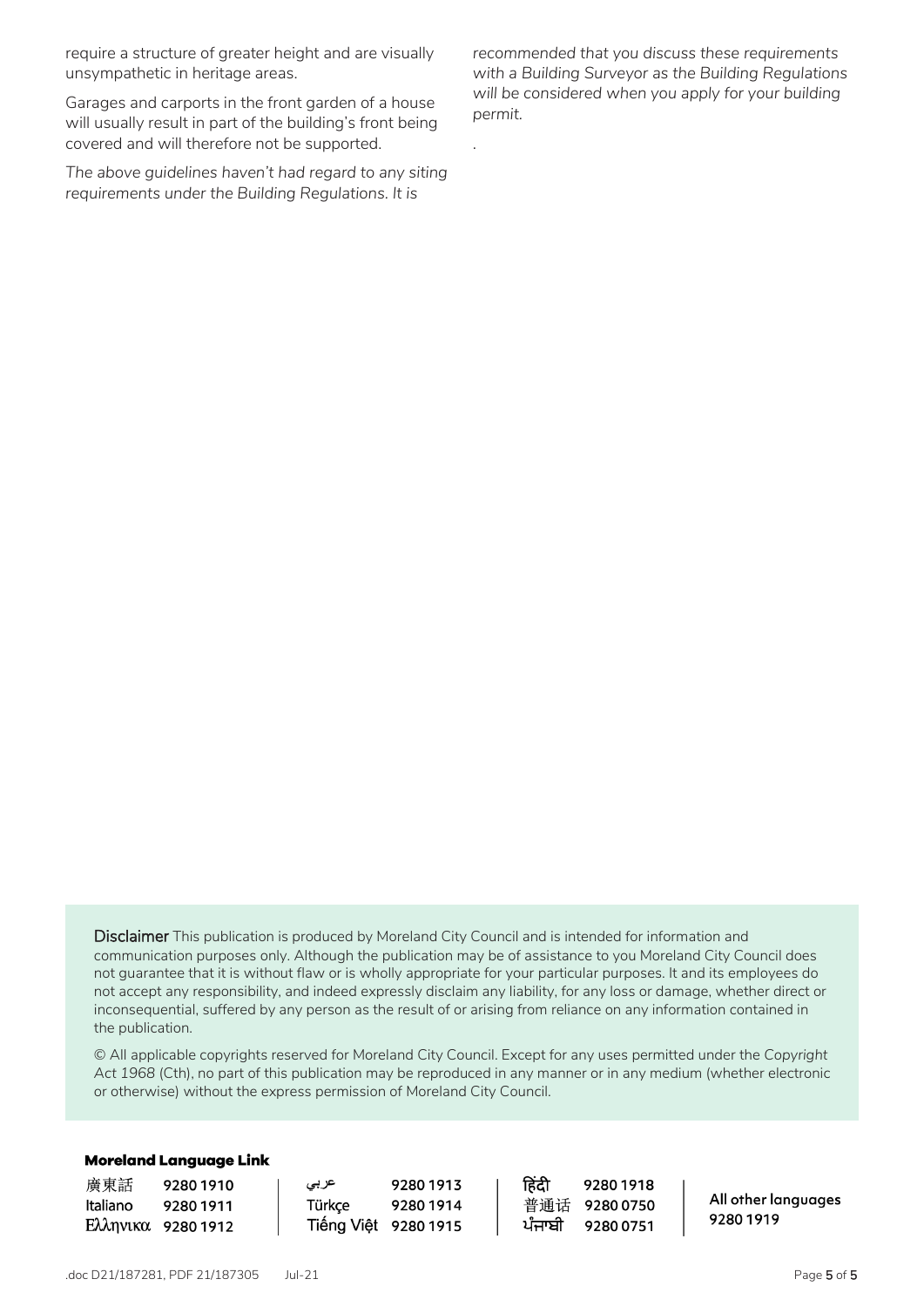require a structure of greater height and are visually unsympathetic in heritage areas.

Garages and carports in the front garden of a house will usually result in part of the building's front being covered and will therefore not be supported.

*The above guidelines haven't had regard to any siting requirements under the Building Regulations. It is recommended that you discuss these requirements with a Building Surveyor as the Building Regulations will be considered when you apply for your building permit.*

.

**Disclaimer** This publication is produced by Moreland City Council and is intended for information and communication purposes only. Although the publication may be of assistance to you Moreland City Council does not guarantee that it is without flaw or is wholly appropriate for your particular purposes. It and its employees do not accept any responsibility, and indeed expressly disclaim any liability, for any loss or damage, whether direct or inconsequential, suffered by any person as the result of or arising from reliance on any information contained in the publication.

© All applicable copyrights reserved for Moreland City Council. Except for any uses permitted under the *Copyright Act 1968* (Cth), no part of this publication may be reproduced in any manner or in any medium (whether electronic or otherwise) without the express permission of Moreland City Council.

**Moreland Language Link**

| | | | | | | |
|---|---|---|---|---|---|---|
| 廣東話 | 9280 1910 | عربي | 9280 1913 | हिंदी | 9280 1918 | All other languages 9280 1919 |
| Italiano | 9280 1911 | Türkçe | 9280 1914 | 普通话 | 9280 0750 | |
| Ελληνικα | 9280 1912 | Tiếng Việt | 9280 1915 | ਪੰਜਾਬੀ | 9280 0751 | |

.doc D21/187281, PDF 21/187305 Jul-21